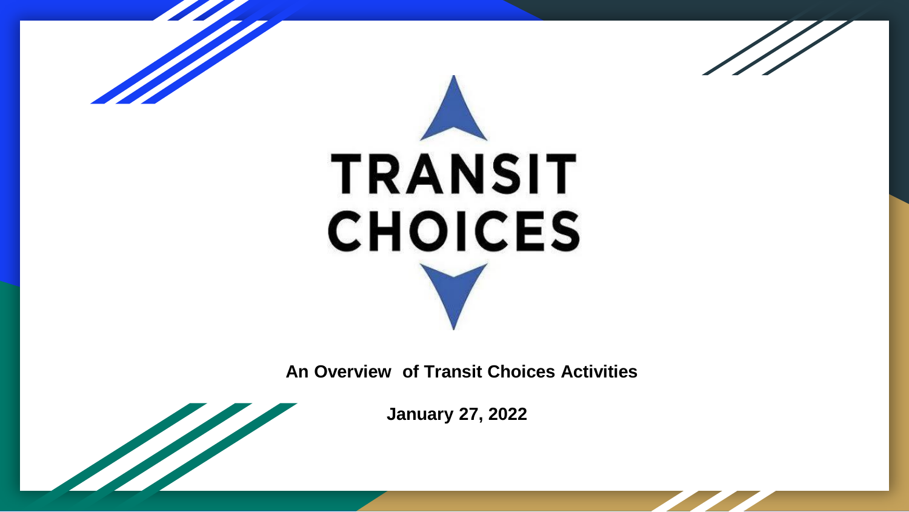# TRANSIT CHOICES

**An Overview of Transit Choices Activities**

**January 27, 2022**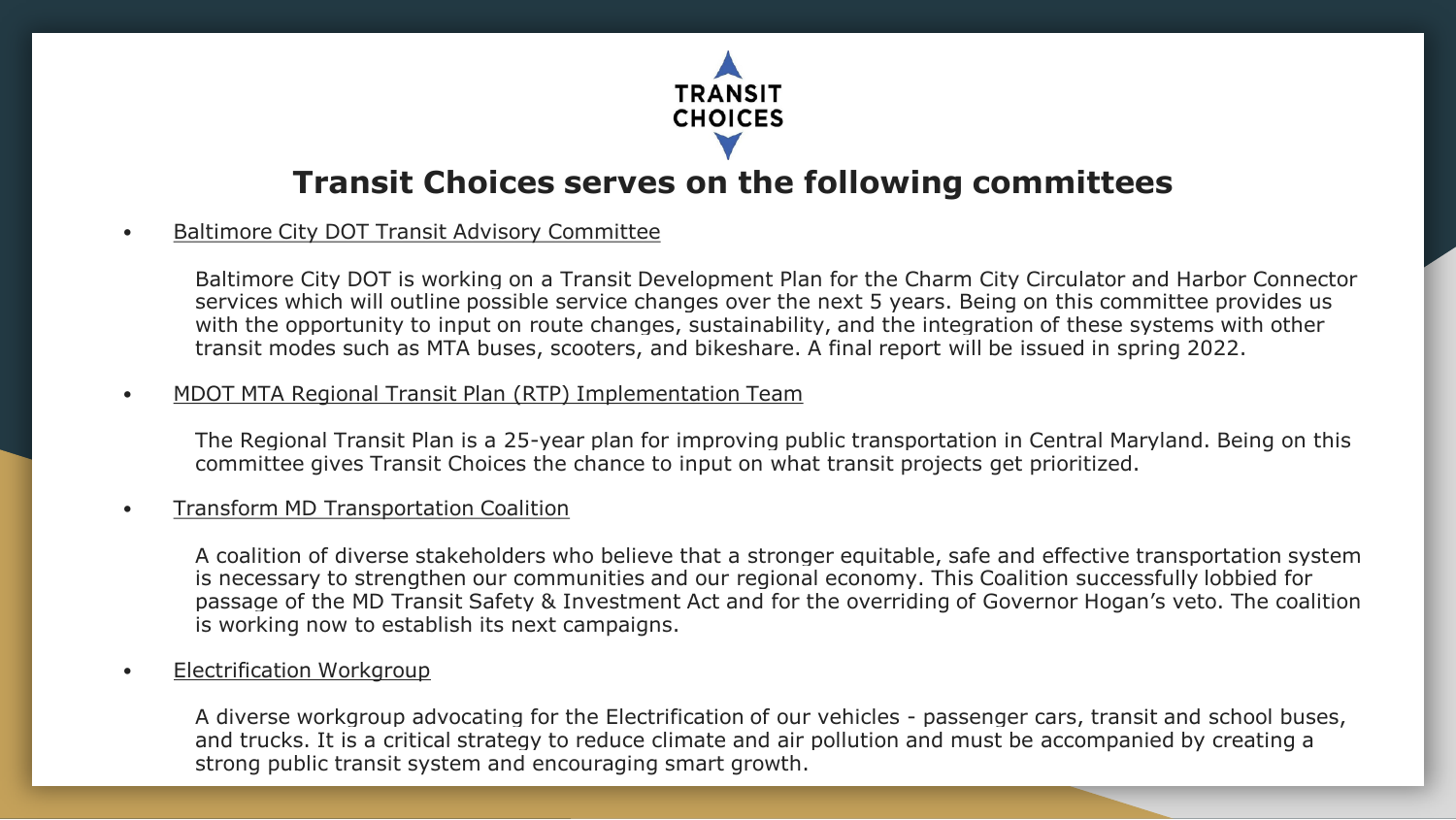TRANSIT CHOICES

# Transit Choices serves on the following committees

- Baltimore City DOT Transit Advisory Committee

  Baltimore City DOT is working on a Transit Development Plan for the Charm City Circulator and Harbor Connector services which will outline possible service changes over the next 5 years. Being on this committee provides us with the opportunity to input on route changes, sustainability, and the integration of these systems with other transit modes such as MTA buses, scooters, and bikeshare. A final report will be issued in spring 2022.

- MDOT MTA Regional Transit Plan (RTP) Implementation Team

  The Regional Transit Plan is a 25-year plan for improving public transportation in Central Maryland. Being on this committee gives Transit Choices the chance to input on what transit projects get prioritized.

- Transform MD Transportation Coalition

  A coalition of diverse stakeholders who believe that a stronger equitable, safe and effective transportation system is necessary to strengthen our communities and our regional economy. This Coalition successfully lobbied for passage of the MD Transit Safety & Investment Act and for the overriding of Governor Hogan's veto. The coalition is working now to establish its next campaigns.

- Electrification Workgroup

  A diverse workgroup advocating for the Electrification of our vehicles - passenger cars, transit and school buses, and trucks. It is a critical strategy to reduce climate and air pollution and must be accompanied by creating a strong public transit system and encouraging smart growth.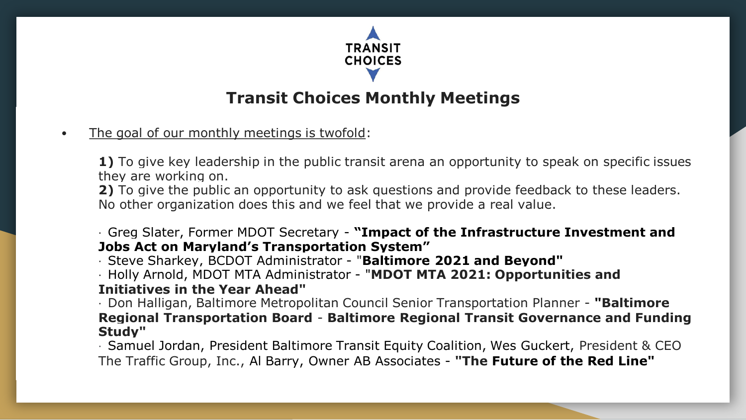TRANSIT CHOICES

# Transit Choices Monthly Meetings

- The goal of our monthly meetings is twofold:

  **1)** To give key leadership in the public transit arena an opportunity to speak on specific issues they are working on.
  **2)** To give the public an opportunity to ask questions and provide feedback to these leaders. No other organization does this and we feel that we provide a real value.

  · Greg Slater, Former MDOT Secretary - **"Impact of the Infrastructure Investment and Jobs Act on Maryland's Transportation System"**
  · Steve Sharkey, BCDOT Administrator - "**Baltimore 2021 and Beyond"**
  · Holly Arnold, MDOT MTA Administrator - "**MDOT MTA 2021: Opportunities and Initiatives in the Year Ahead"**
  · Don Halligan, Baltimore Metropolitan Council Senior Transportation Planner - **"Baltimore Regional Transportation Board** - **Baltimore Regional Transit Governance and Funding Study"**
  · Samuel Jordan, President Baltimore Transit Equity Coalition, Wes Guckert, President & CEO The Traffic Group, Inc., Al Barry, Owner AB Associates - **"The Future of the Red Line"**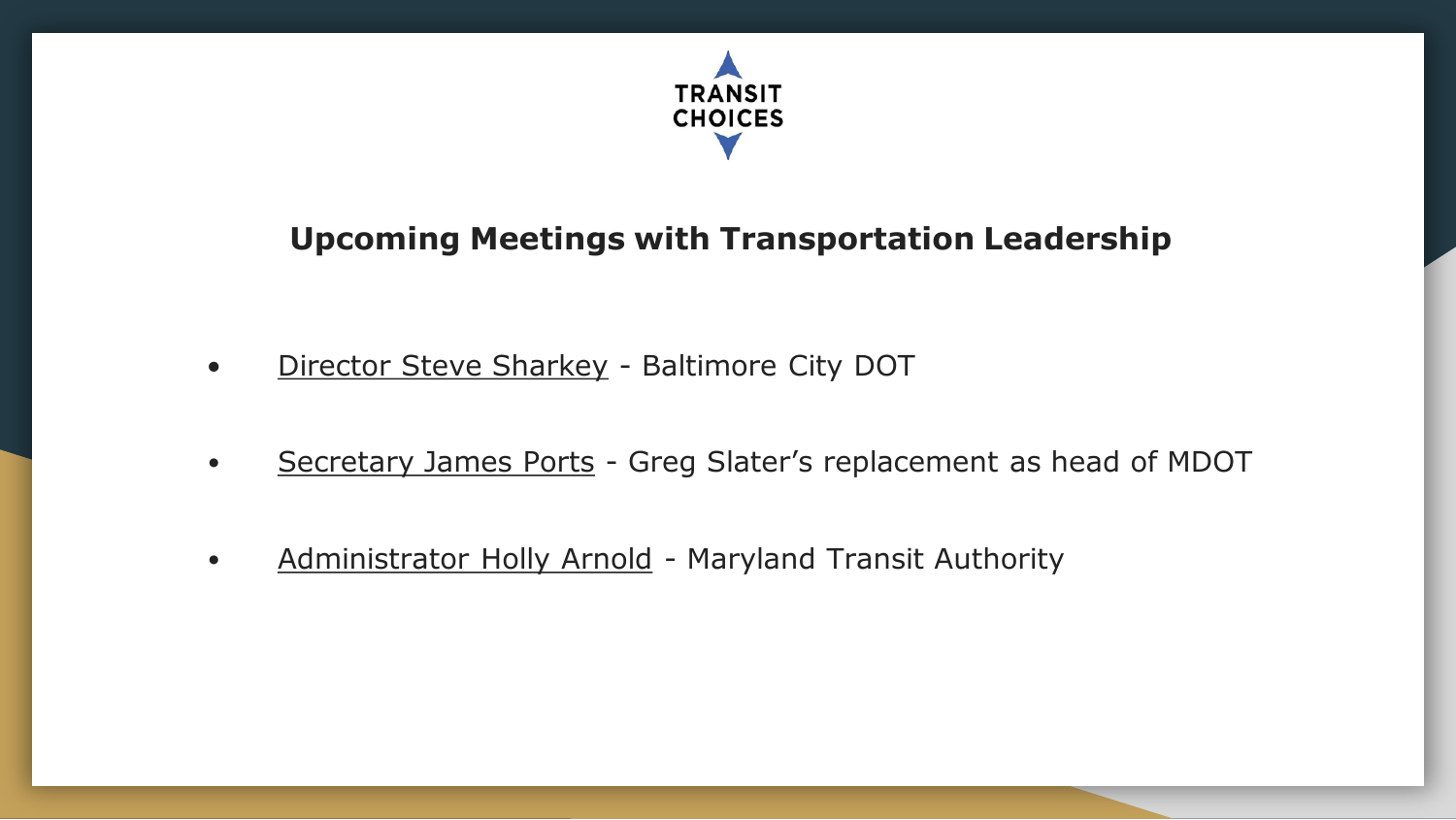TRANSIT CHOICES

## Upcoming Meetings with Transportation Leadership

- Director Steve Sharkey - Baltimore City DOT
- Secretary James Ports - Greg Slater’s replacement as head of MDOT
- Administrator Holly Arnold - Maryland Transit Authority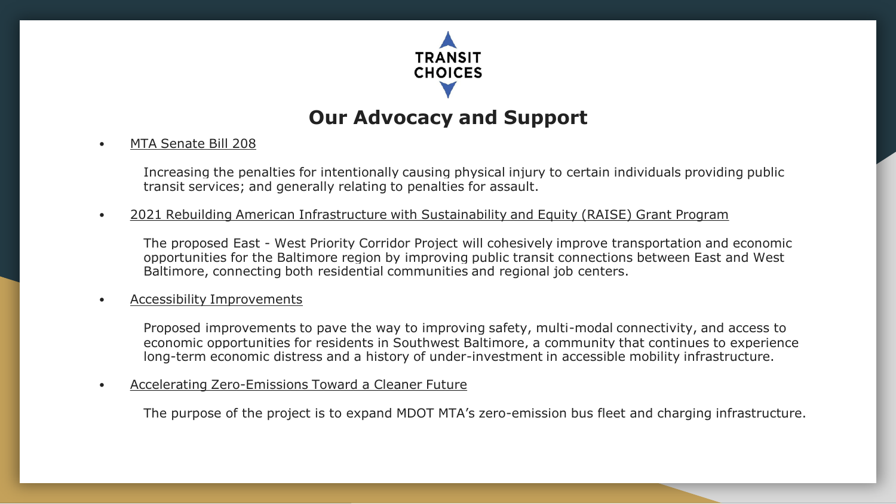TRANSIT CHOICES

# Our Advocacy and Support

- MTA Senate Bill 208

  Increasing the penalties for intentionally causing physical injury to certain individuals providing public transit services; and generally relating to penalties for assault.

- 2021 Rebuilding American Infrastructure with Sustainability and Equity (RAISE) Grant Program

  The proposed East - West Priority Corridor Project will cohesively improve transportation and economic opportunities for the Baltimore region by improving public transit connections between East and West Baltimore, connecting both residential communities and regional job centers.

- Accessibility Improvements

  Proposed improvements to pave the way to improving safety, multi-modal connectivity, and access to economic opportunities for residents in Southwest Baltimore, a community that continues to experience long-term economic distress and a history of under-investment in accessible mobility infrastructure.

- Accelerating Zero-Emissions Toward a Cleaner Future

  The purpose of the project is to expand MDOT MTA's zero-emission bus fleet and charging infrastructure.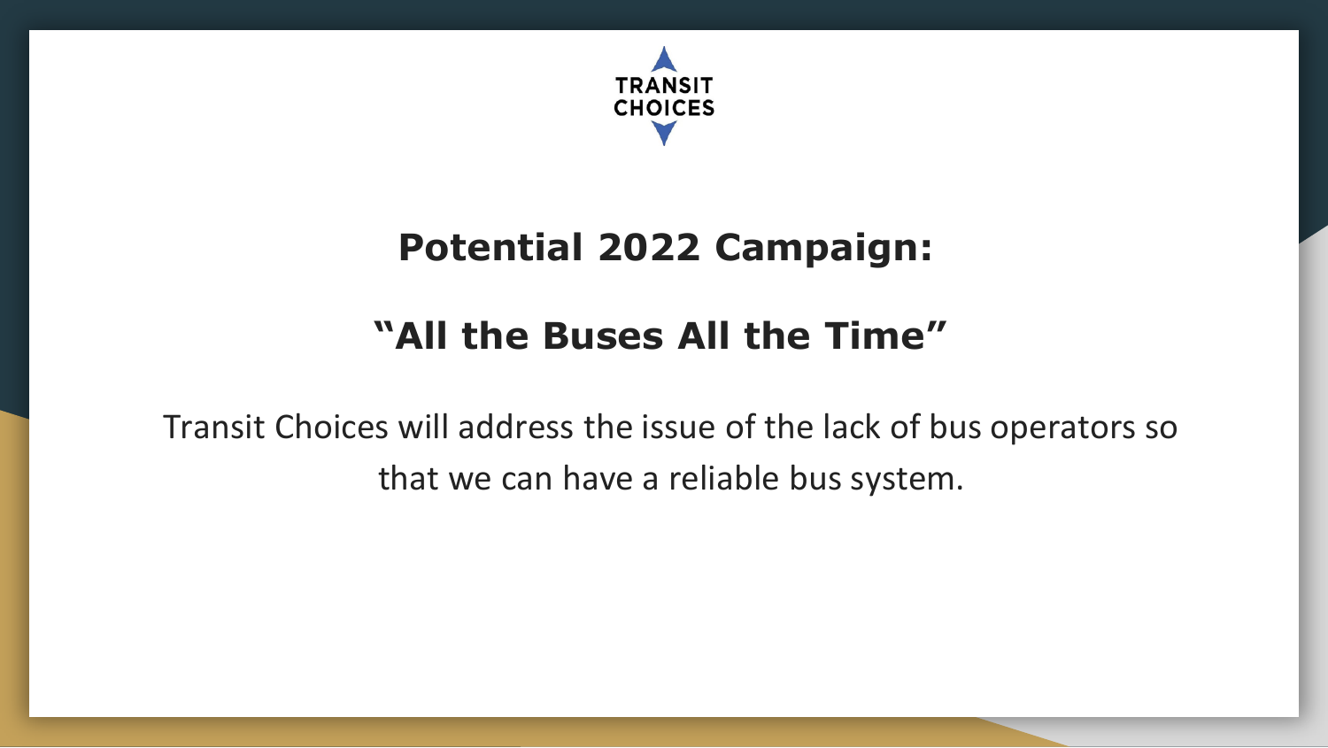TRANSIT CHOICES

## Potential 2022 Campaign:

## "All the Buses All the Time"

Transit Choices will address the issue of the lack of bus operators so that we can have a reliable bus system.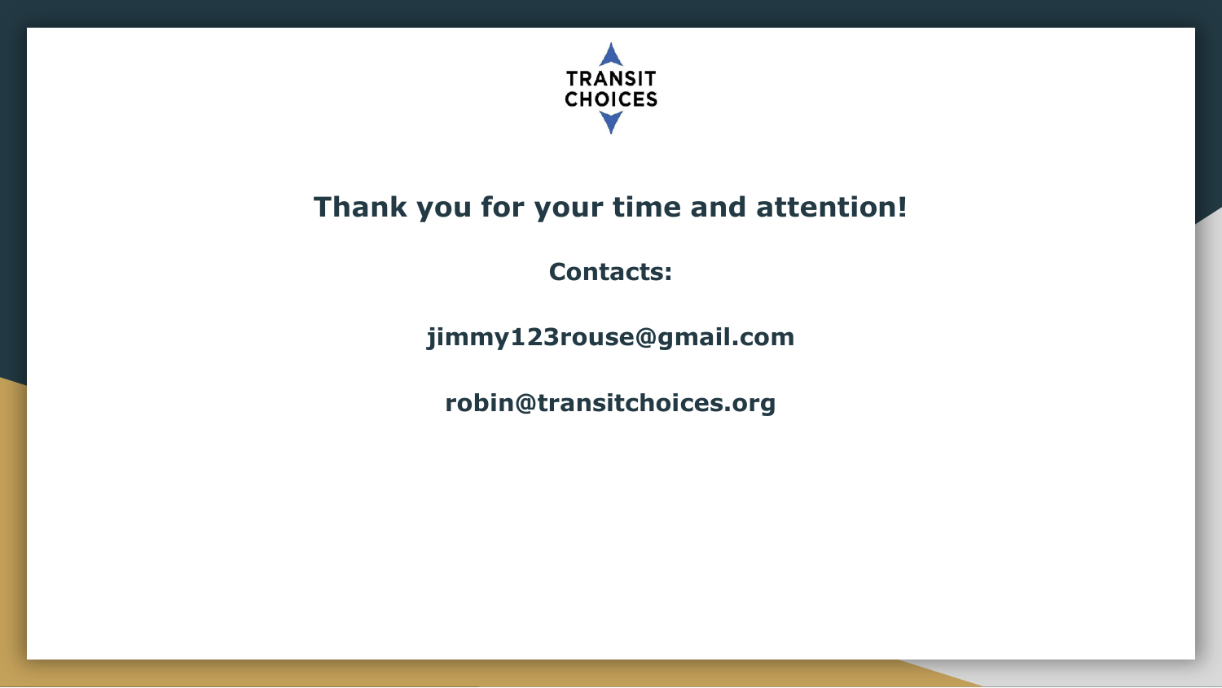TRANSIT CHOICES

## Thank you for your time and attention!

**Contacts:**

**jimmy123rouse@gmail.com**

**robin@transitchoices.org**